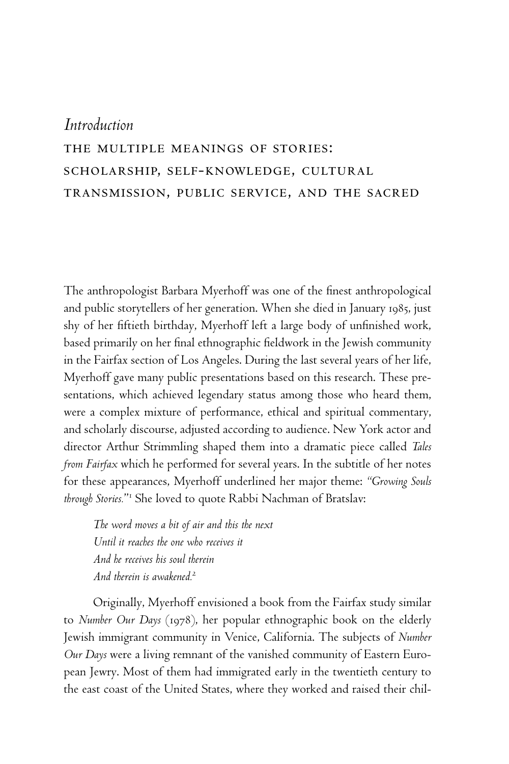# *Introduction*

## THE MULTIPLE MEANINGS OF STORIES: SCHOLARSHIP, SELF-KNOWLEDGE, CULTURAL TRANSMISSION, PUBLIC SERVICE, AND THE SACRED

The anthropologist Barbara Myerhoff was one of the finest anthropological and public storytellers of her generation. When she died in January 1985, just shy of her fiftieth birthday, Myerhoff left a large body of unfinished work, based primarily on her final ethnographic fieldwork in the Jewish community in the Fairfax section of Los Angeles. During the last several years of her life, Myerhoff gave many public presentations based on this research. These presentations, which achieved legendary status among those who heard them, were a complex mixture of performance, ethical and spiritual commentary, and scholarly discourse, adjusted according to audience. New York actor and director Arthur Strimmling shaped them into a dramatic piece called *Tales from Fairfax* which he performed for several years. In the subtitle of her notes for these appearances, Myerhoff underlined her major theme: *"Growing Souls through Stories."*[1] She loved to quote Rabbi Nachman of Bratslav:

> *The word moves a bit of air and this the next*
> *Until it reaches the one who receives it*
> *And he receives his soul therein*
> *And therein is awakened.*[2]

Originally, Myerhoff envisioned a book from the Fairfax study similar to *Number Our Days* (1978), her popular ethnographic book on the elderly Jewish immigrant community in Venice, California. The subjects of *Number Our Days* were a living remnant of the vanished community of Eastern European Jewry. Most of them had immigrated early in the twentieth century to the east coast of the United States, where they worked and raised their chil-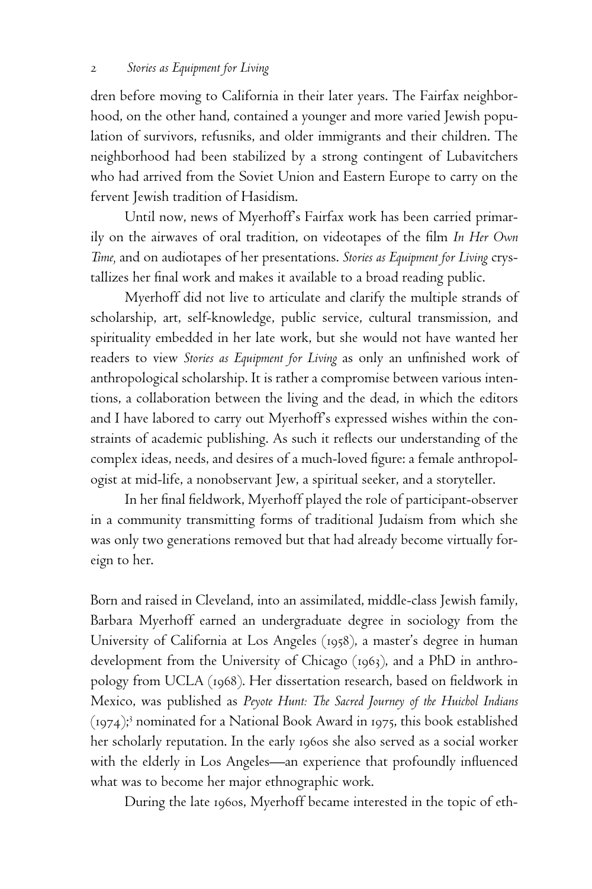dren before moving to California in their later years. The Fairfax neighborhood, on the other hand, contained a younger and more varied Jewish population of survivors, refusniks, and older immigrants and their children. The neighborhood had been stabilized by a strong contingent of Lubavitchers who had arrived from the Soviet Union and Eastern Europe to carry on the fervent Jewish tradition of Hasidism.

Until now, news of Myerhoff's Fairfax work has been carried primarily on the airwaves of oral tradition, on videotapes of the film *In Her Own Time,* and on audiotapes of her presentations. *Stories as Equipment for Living* crystallizes her final work and makes it available to a broad reading public.

Myerhoff did not live to articulate and clarify the multiple strands of scholarship, art, self-knowledge, public service, cultural transmission, and spirituality embedded in her late work, but she would not have wanted her readers to view *Stories as Equipment for Living* as only an unfinished work of anthropological scholarship. It is rather a compromise between various intentions, a collaboration between the living and the dead, in which the editors and I have labored to carry out Myerhoff's expressed wishes within the constraints of academic publishing. As such it reflects our understanding of the complex ideas, needs, and desires of a much-loved figure: a female anthropologist at mid-life, a nonobservant Jew, a spiritual seeker, and a storyteller.

In her final fieldwork, Myerhoff played the role of participant-observer in a community transmitting forms of traditional Judaism from which she was only two generations removed but that had already become virtually foreign to her.

Born and raised in Cleveland, into an assimilated, middle-class Jewish family, Barbara Myerhoff earned an undergraduate degree in sociology from the University of California at Los Angeles (1958), a master's degree in human development from the University of Chicago (1963), and a PhD in anthropology from UCLA (1968). Her dissertation research, based on fieldwork in Mexico, was published as *Peyote Hunt: The Sacred Journey of the Huichol Indians* (1974);[3] nominated for a National Book Award in 1975, this book established her scholarly reputation. In the early 1960s she also served as a social worker with the elderly in Los Angeles—an experience that profoundly influenced what was to become her major ethnographic work.

During the late 1960s, Myerhoff became interested in the topic of eth-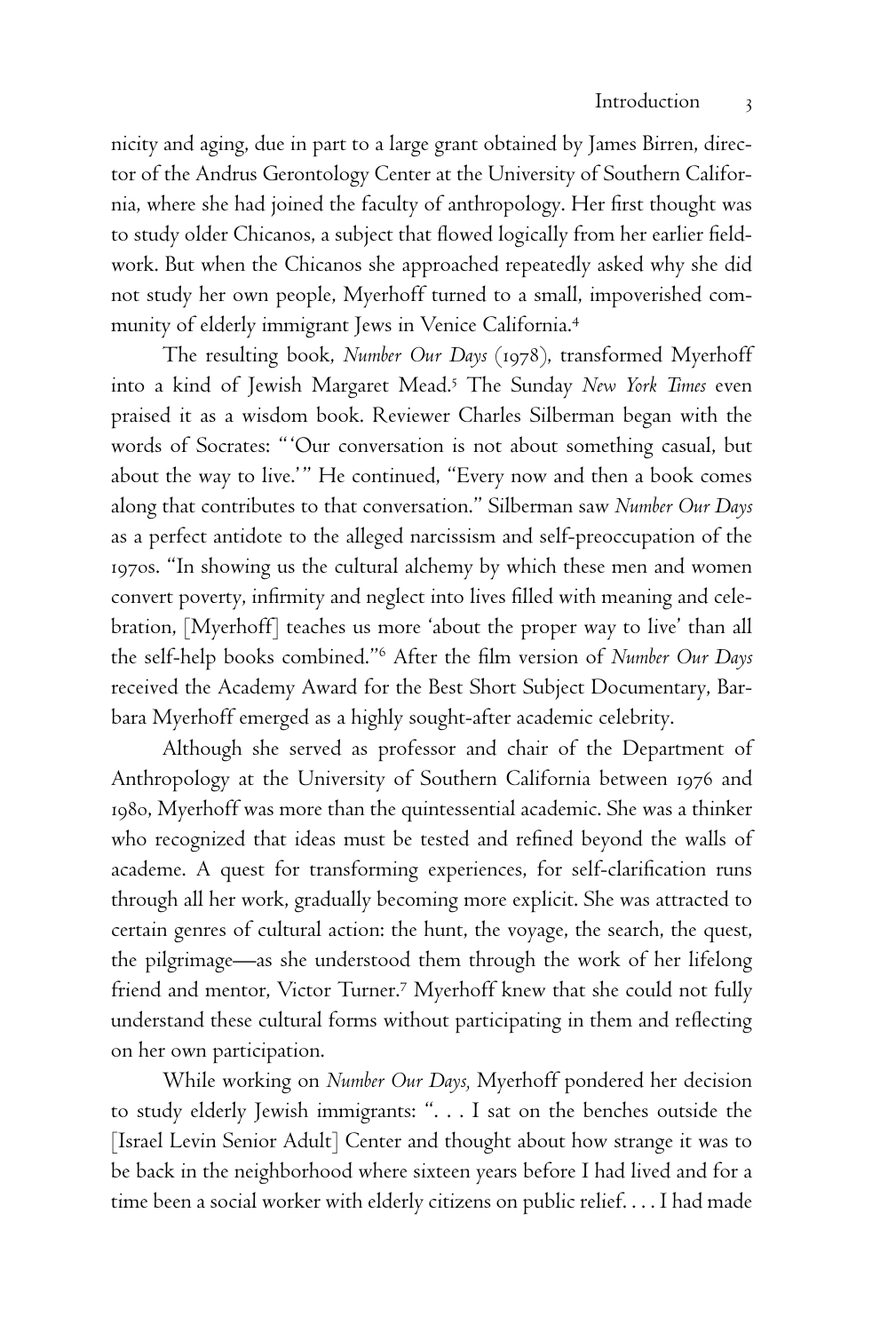nicity and aging, due in part to a large grant obtained by James Birren, director of the Andrus Gerontology Center at the University of Southern California, where she had joined the faculty of anthropology. Her first thought was to study older Chicanos, a subject that flowed logically from her earlier fieldwork. But when the Chicanos she approached repeatedly asked why she did not study her own people, Myerhoff turned to a small, impoverished community of elderly immigrant Jews in Venice California.[4]

The resulting book, *Number Our Days* (1978), transformed Myerhoff into a kind of Jewish Margaret Mead.[5] The Sunday *New York Times* even praised it as a wisdom book. Reviewer Charles Silberman began with the words of Socrates: "'Our conversation is not about something casual, but about the way to live.'" He continued, "Every now and then a book comes along that contributes to that conversation." Silberman saw *Number Our Days* as a perfect antidote to the alleged narcissism and self-preoccupation of the 1970s. "In showing us the cultural alchemy by which these men and women convert poverty, infirmity and neglect into lives filled with meaning and celebration, [Myerhoff] teaches us more 'about the proper way to live' than all the self-help books combined."[6] After the film version of *Number Our Days* received the Academy Award for the Best Short Subject Documentary, Barbara Myerhoff emerged as a highly sought-after academic celebrity.

Although she served as professor and chair of the Department of Anthropology at the University of Southern California between 1976 and 1980, Myerhoff was more than the quintessential academic. She was a thinker who recognized that ideas must be tested and refined beyond the walls of academe. A quest for transforming experiences, for self-clarification runs through all her work, gradually becoming more explicit. She was attracted to certain genres of cultural action: the hunt, the voyage, the search, the quest, the pilgrimage—as she understood them through the work of her lifelong friend and mentor, Victor Turner.[7] Myerhoff knew that she could not fully understand these cultural forms without participating in them and reflecting on her own participation.

While working on *Number Our Days,* Myerhoff pondered her decision to study elderly Jewish immigrants: ". . . I sat on the benches outside the [Israel Levin Senior Adult] Center and thought about how strange it was to be back in the neighborhood where sixteen years before I had lived and for a time been a social worker with elderly citizens on public relief. . . . I had made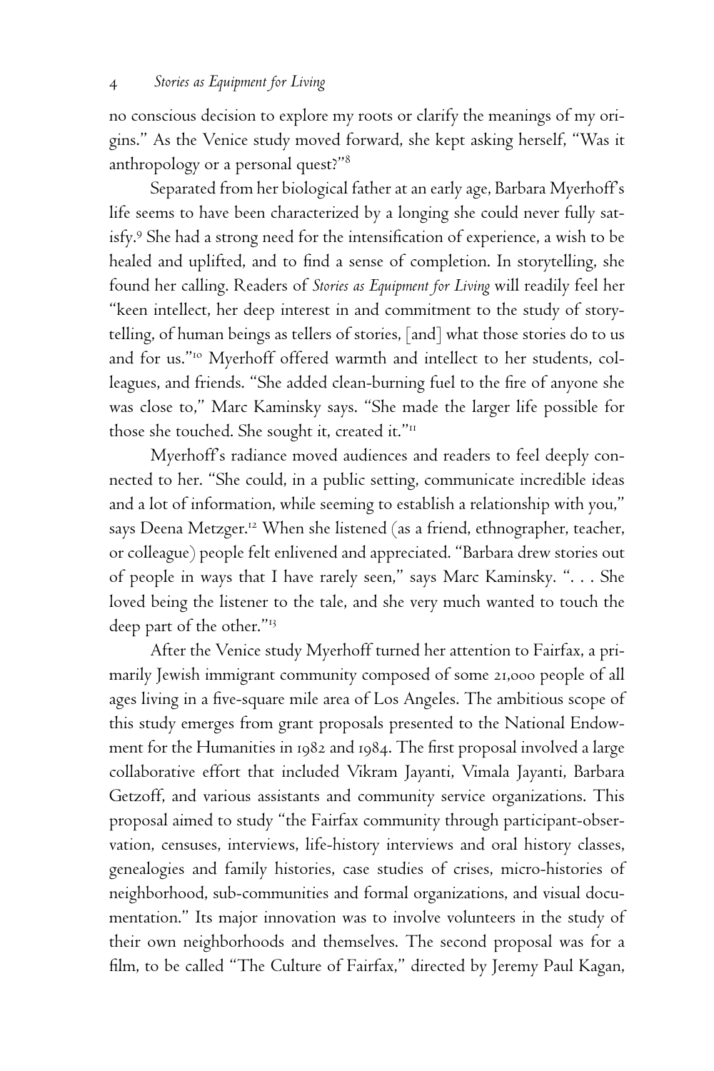no conscious decision to explore my roots or clarify the meanings of my origins." As the Venice study moved forward, she kept asking herself, "Was it anthropology or a personal quest?"[8]

Separated from her biological father at an early age, Barbara Myerhoff's life seems to have been characterized by a longing she could never fully satisfy.[9] She had a strong need for the intensification of experience, a wish to be healed and uplifted, and to find a sense of completion. In storytelling, she found her calling. Readers of *Stories as Equipment for Living* will readily feel her "keen intellect, her deep interest in and commitment to the study of storytelling, of human beings as tellers of stories, [and] what those stories do to us and for us."[10] Myerhoff offered warmth and intellect to her students, colleagues, and friends. "She added clean-burning fuel to the fire of anyone she was close to," Marc Kaminsky says. "She made the larger life possible for those she touched. She sought it, created it."[11]

Myerhoff's radiance moved audiences and readers to feel deeply connected to her. "She could, in a public setting, communicate incredible ideas and a lot of information, while seeming to establish a relationship with you," says Deena Metzger.[12] When she listened (as a friend, ethnographer, teacher, or colleague) people felt enlivened and appreciated. "Barbara drew stories out of people in ways that I have rarely seen," says Marc Kaminsky. ". . . She loved being the listener to the tale, and she very much wanted to touch the deep part of the other."[13]

After the Venice study Myerhoff turned her attention to Fairfax, a primarily Jewish immigrant community composed of some 21,000 people of all ages living in a five-square mile area of Los Angeles. The ambitious scope of this study emerges from grant proposals presented to the National Endowment for the Humanities in 1982 and 1984. The first proposal involved a large collaborative effort that included Vikram Jayanti, Vimala Jayanti, Barbara Getzoff, and various assistants and community service organizations. This proposal aimed to study "the Fairfax community through participant-observation, censuses, interviews, life-history interviews and oral history classes, genealogies and family histories, case studies of crises, micro-histories of neighborhood, sub-communities and formal organizations, and visual documentation." Its major innovation was to involve volunteers in the study of their own neighborhoods and themselves. The second proposal was for a film, to be called "The Culture of Fairfax," directed by Jeremy Paul Kagan,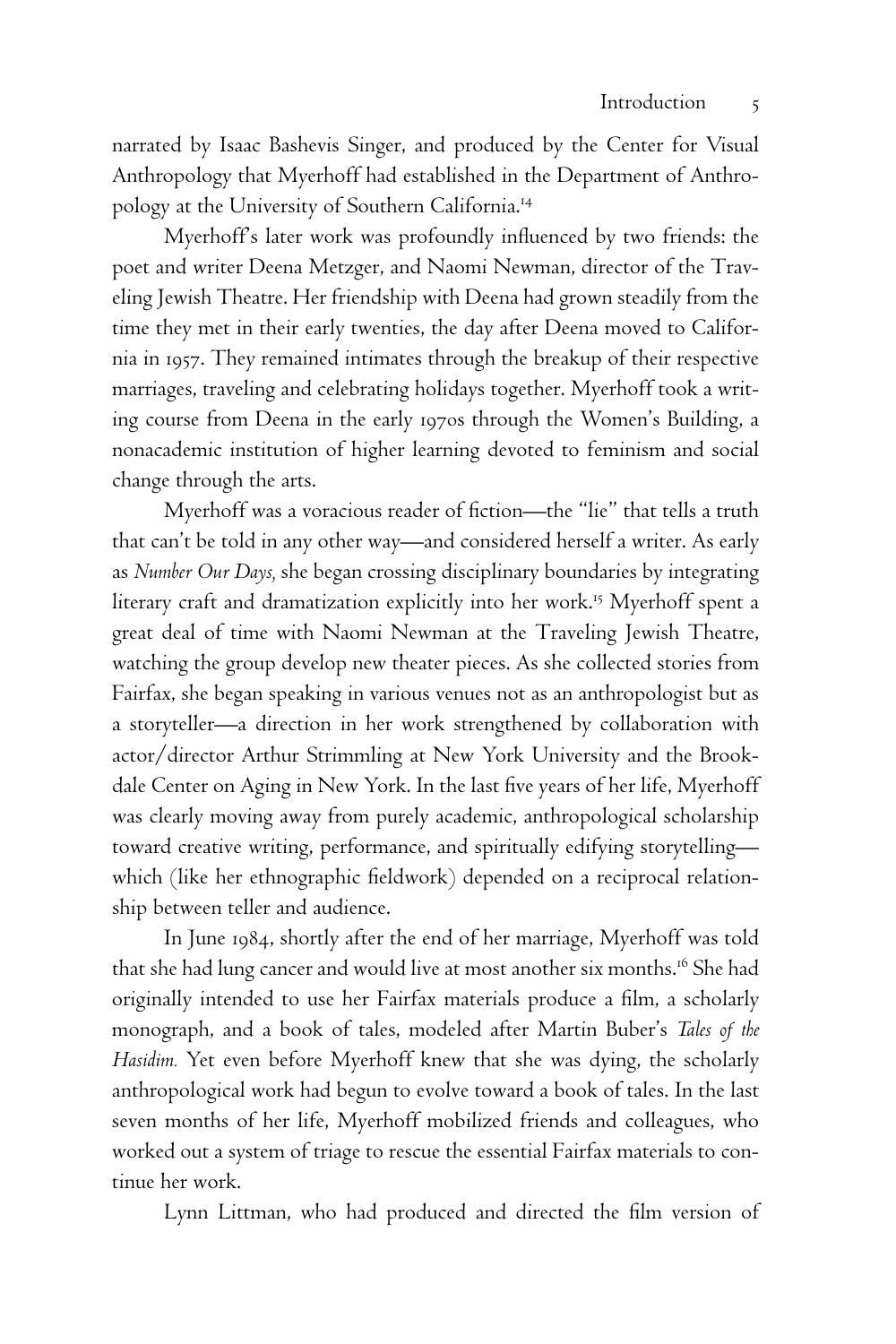narrated by Isaac Bashevis Singer, and produced by the Center for Visual Anthropology that Myerhoff had established in the Department of Anthropology at the University of Southern California.[14]

Myerhoff's later work was profoundly influenced by two friends: the poet and writer Deena Metzger, and Naomi Newman, director of the Traveling Jewish Theatre. Her friendship with Deena had grown steadily from the time they met in their early twenties, the day after Deena moved to California in 1957. They remained intimates through the breakup of their respective marriages, traveling and celebrating holidays together. Myerhoff took a writing course from Deena in the early 1970s through the Women's Building, a nonacademic institution of higher learning devoted to feminism and social change through the arts.

Myerhoff was a voracious reader of fiction—the "lie" that tells a truth that can't be told in any other way—and considered herself a writer. As early as *Number Our Days,* she began crossing disciplinary boundaries by integrating literary craft and dramatization explicitly into her work.[15] Myerhoff spent a great deal of time with Naomi Newman at the Traveling Jewish Theatre, watching the group develop new theater pieces. As she collected stories from Fairfax, she began speaking in various venues not as an anthropologist but as a storyteller—a direction in her work strengthened by collaboration with actor/director Arthur Strimmling at New York University and the Brookdale Center on Aging in New York. In the last five years of her life, Myerhoff was clearly moving away from purely academic, anthropological scholarship toward creative writing, performance, and spiritually edifying storytelling—which (like her ethnographic fieldwork) depended on a reciprocal relationship between teller and audience.

In June 1984, shortly after the end of her marriage, Myerhoff was told that she had lung cancer and would live at most another six months.[16] She had originally intended to use her Fairfax materials produce a film, a scholarly monograph, and a book of tales, modeled after Martin Buber's *Tales of the Hasidim.* Yet even before Myerhoff knew that she was dying, the scholarly anthropological work had begun to evolve toward a book of tales. In the last seven months of her life, Myerhoff mobilized friends and colleagues, who worked out a system of triage to rescue the essential Fairfax materials to continue her work.

Lynn Littman, who had produced and directed the film version of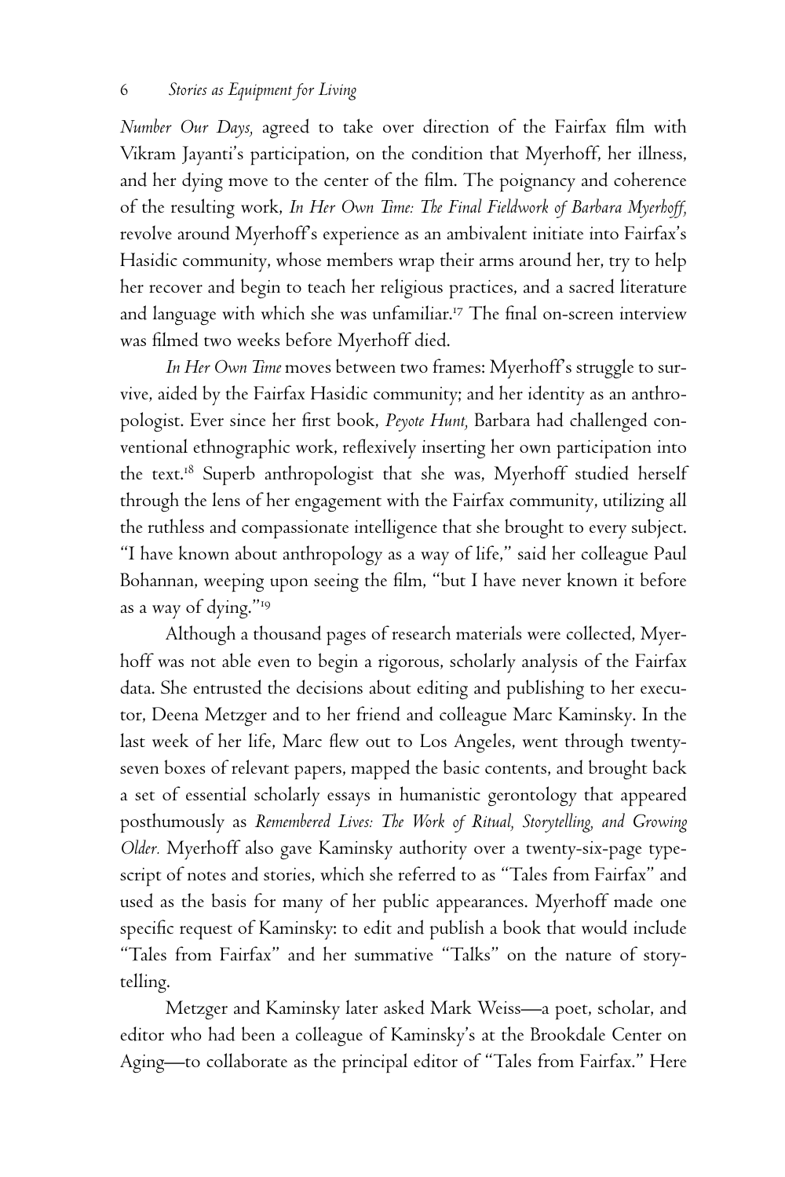*Number Our Days,* agreed to take over direction of the Fairfax film with Vikram Jayanti's participation, on the condition that Myerhoff, her illness, and her dying move to the center of the film. The poignancy and coherence of the resulting work, *In Her Own Time: The Final Fieldwork of Barbara Myerhoff,* revolve around Myerhoff's experience as an ambivalent initiate into Fairfax's Hasidic community, whose members wrap their arms around her, try to help her recover and begin to teach her religious practices, and a sacred literature and language with which she was unfamiliar.[17] The final on-screen interview was filmed two weeks before Myerhoff died.

*In Her Own Time* moves between two frames: Myerhoff's struggle to survive, aided by the Fairfax Hasidic community; and her identity as an anthropologist. Ever since her first book, *Peyote Hunt,* Barbara had challenged conventional ethnographic work, reflexively inserting her own participation into the text.[18] Superb anthropologist that she was, Myerhoff studied herself through the lens of her engagement with the Fairfax community, utilizing all the ruthless and compassionate intelligence that she brought to every subject. "I have known about anthropology as a way of life," said her colleague Paul Bohannan, weeping upon seeing the film, "but I have never known it before as a way of dying."[19]

Although a thousand pages of research materials were collected, Myerhoff was not able even to begin a rigorous, scholarly analysis of the Fairfax data. She entrusted the decisions about editing and publishing to her executor, Deena Metzger and to her friend and colleague Marc Kaminsky. In the last week of her life, Marc flew out to Los Angeles, went through twenty-seven boxes of relevant papers, mapped the basic contents, and brought back a set of essential scholarly essays in humanistic gerontology that appeared posthumously as *Remembered Lives: The Work of Ritual, Storytelling, and Growing Older.* Myerhoff also gave Kaminsky authority over a twenty-six-page typescript of notes and stories, which she referred to as "Tales from Fairfax" and used as the basis for many of her public appearances. Myerhoff made one specific request of Kaminsky: to edit and publish a book that would include "Tales from Fairfax" and her summative "Talks" on the nature of storytelling.

Metzger and Kaminsky later asked Mark Weiss—a poet, scholar, and editor who had been a colleague of Kaminsky's at the Brookdale Center on Aging—to collaborate as the principal editor of "Tales from Fairfax." Here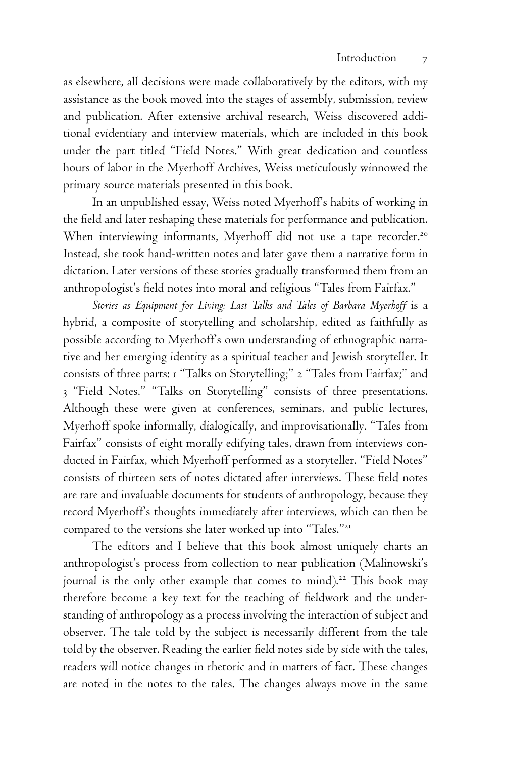as elsewhere, all decisions were made collaboratively by the editors, with my assistance as the book moved into the stages of assembly, submission, review and publication. After extensive archival research, Weiss discovered additional evidentiary and interview materials, which are included in this book under the part titled "Field Notes." With great dedication and countless hours of labor in the Myerhoff Archives, Weiss meticulously winnowed the primary source materials presented in this book.

In an unpublished essay, Weiss noted Myerhoff's habits of working in the field and later reshaping these materials for performance and publication. When interviewing informants, Myerhoff did not use a tape recorder.[20] Instead, she took hand-written notes and later gave them a narrative form in dictation. Later versions of these stories gradually transformed them from an anthropologist's field notes into moral and religious "Tales from Fairfax."

*Stories as Equipment for Living: Last Talks and Tales of Barbara Myerhoff* is a hybrid, a composite of storytelling and scholarship, edited as faithfully as possible according to Myerhoff's own understanding of ethnographic narrative and her emerging identity as a spiritual teacher and Jewish storyteller. It consists of three parts: 1 "Talks on Storytelling;" 2 "Tales from Fairfax;" and 3 "Field Notes." "Talks on Storytelling" consists of three presentations. Although these were given at conferences, seminars, and public lectures, Myerhoff spoke informally, dialogically, and improvisationally. "Tales from Fairfax" consists of eight morally edifying tales, drawn from interviews conducted in Fairfax, which Myerhoff performed as a storyteller. "Field Notes" consists of thirteen sets of notes dictated after interviews. These field notes are rare and invaluable documents for students of anthropology, because they record Myerhoff's thoughts immediately after interviews, which can then be compared to the versions she later worked up into "Tales."[21]

The editors and I believe that this book almost uniquely charts an anthropologist's process from collection to near publication (Malinowski's journal is the only other example that comes to mind).[22] This book may therefore become a key text for the teaching of fieldwork and the understanding of anthropology as a process involving the interaction of subject and observer. The tale told by the subject is necessarily different from the tale told by the observer. Reading the earlier field notes side by side with the tales, readers will notice changes in rhetoric and in matters of fact. These changes are noted in the notes to the tales. The changes always move in the same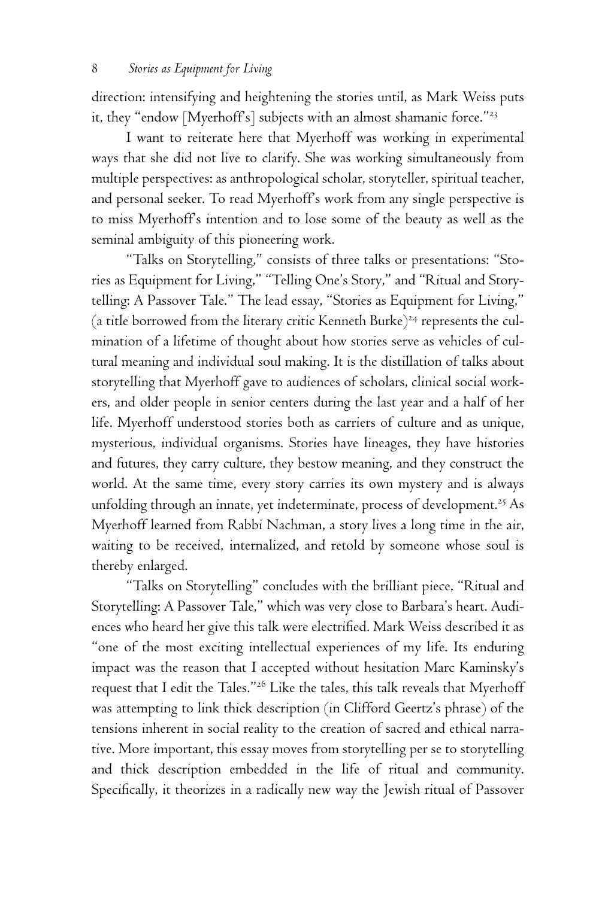direction: intensifying and heightening the stories until, as Mark Weiss puts it, they "endow [Myerhoff's] subjects with an almost shamanic force."[23]

I want to reiterate here that Myerhoff was working in experimental ways that she did not live to clarify. She was working simultaneously from multiple perspectives: as anthropological scholar, storyteller, spiritual teacher, and personal seeker. To read Myerhoff's work from any single perspective is to miss Myerhoff's intention and to lose some of the beauty as well as the seminal ambiguity of this pioneering work.

"Talks on Storytelling," consists of three talks or presentations: "Stories as Equipment for Living," "Telling One's Story," and "Ritual and Storytelling: A Passover Tale." The lead essay, "Stories as Equipment for Living," (a title borrowed from the literary critic Kenneth Burke)[24] represents the culmination of a lifetime of thought about how stories serve as vehicles of cultural meaning and individual soul making. It is the distillation of talks about storytelling that Myerhoff gave to audiences of scholars, clinical social workers, and older people in senior centers during the last year and a half of her life. Myerhoff understood stories both as carriers of culture and as unique, mysterious, individual organisms. Stories have lineages, they have histories and futures, they carry culture, they bestow meaning, and they construct the world. At the same time, every story carries its own mystery and is always unfolding through an innate, yet indeterminate, process of development.[25] As Myerhoff learned from Rabbi Nachman, a story lives a long time in the air, waiting to be received, internalized, and retold by someone whose soul is thereby enlarged.

"Talks on Storytelling" concludes with the brilliant piece, "Ritual and Storytelling: A Passover Tale," which was very close to Barbara's heart. Audiences who heard her give this talk were electrified. Mark Weiss described it as "one of the most exciting intellectual experiences of my life. Its enduring impact was the reason that I accepted without hesitation Marc Kaminsky's request that I edit the Tales."[26] Like the tales, this talk reveals that Myerhoff was attempting to link thick description (in Clifford Geertz's phrase) of the tensions inherent in social reality to the creation of sacred and ethical narrative. More important, this essay moves from storytelling per se to storytelling and thick description embedded in the life of ritual and community. Specifically, it theorizes in a radically new way the Jewish ritual of Passover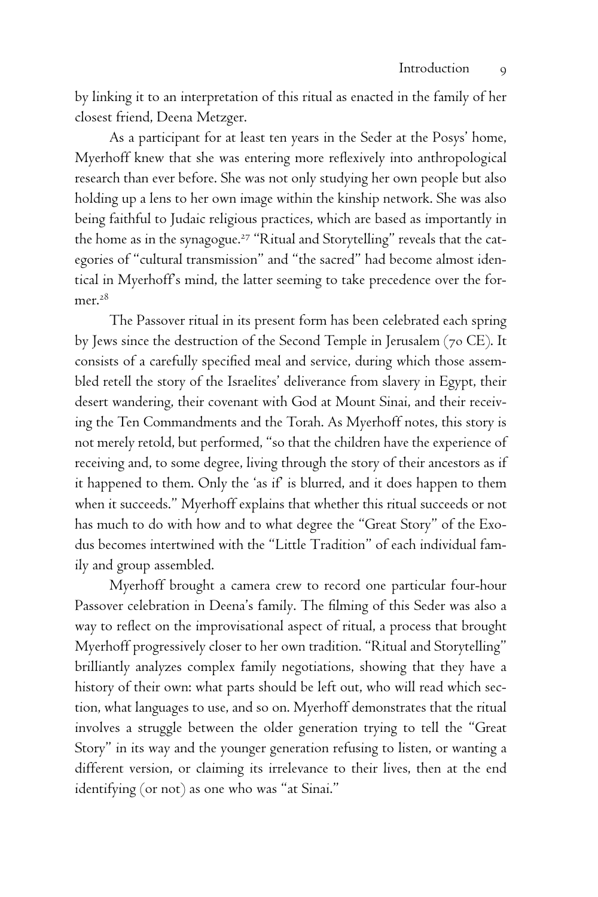by linking it to an interpretation of this ritual as enacted in the family of her closest friend, Deena Metzger.

As a participant for at least ten years in the Seder at the Posys' home, Myerhoff knew that she was entering more reflexively into anthropological research than ever before. She was not only studying her own people but also holding up a lens to her own image within the kinship network. She was also being faithful to Judaic religious practices, which are based as importantly in the home as in the synagogue.[27] "Ritual and Storytelling" reveals that the categories of "cultural transmission" and "the sacred" had become almost identical in Myerhoff's mind, the latter seeming to take precedence over the former.[28]

The Passover ritual in its present form has been celebrated each spring by Jews since the destruction of the Second Temple in Jerusalem (70 CE). It consists of a carefully specified meal and service, during which those assembled retell the story of the Israelites' deliverance from slavery in Egypt, their desert wandering, their covenant with God at Mount Sinai, and their receiving the Ten Commandments and the Torah. As Myerhoff notes, this story is not merely retold, but performed, "so that the children have the experience of receiving and, to some degree, living through the story of their ancestors as if it happened to them. Only the 'as if' is blurred, and it does happen to them when it succeeds." Myerhoff explains that whether this ritual succeeds or not has much to do with how and to what degree the "Great Story" of the Exodus becomes intertwined with the "Little Tradition" of each individual family and group assembled.

Myerhoff brought a camera crew to record one particular four-hour Passover celebration in Deena's family. The filming of this Seder was also a way to reflect on the improvisational aspect of ritual, a process that brought Myerhoff progressively closer to her own tradition. "Ritual and Storytelling" brilliantly analyzes complex family negotiations, showing that they have a history of their own: what parts should be left out, who will read which section, what languages to use, and so on. Myerhoff demonstrates that the ritual involves a struggle between the older generation trying to tell the "Great Story" in its way and the younger generation refusing to listen, or wanting a different version, or claiming its irrelevance to their lives, then at the end identifying (or not) as one who was "at Sinai."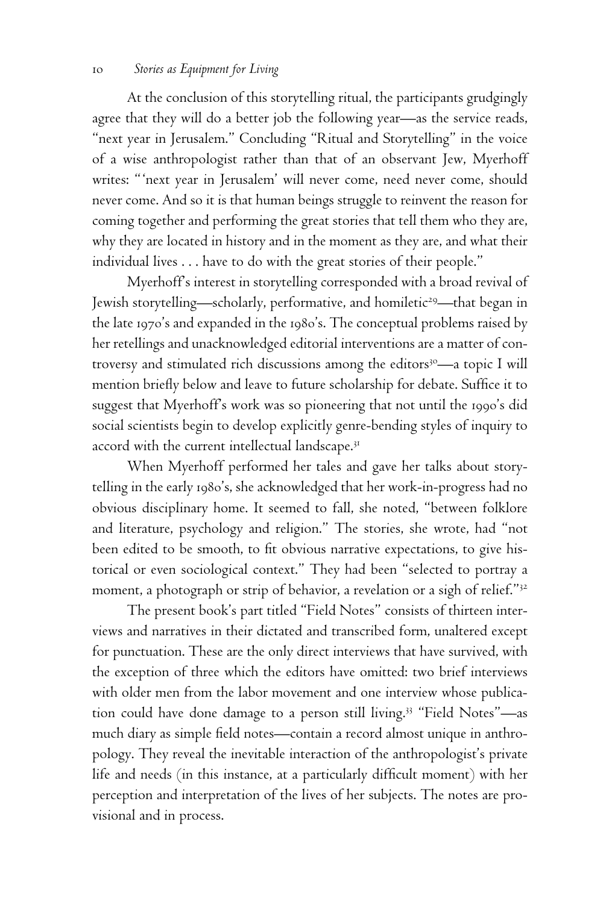At the conclusion of this storytelling ritual, the participants grudgingly agree that they will do a better job the following year—as the service reads, "next year in Jerusalem." Concluding "Ritual and Storytelling" in the voice of a wise anthropologist rather than that of an observant Jew, Myerhoff writes: "'next year in Jerusalem' will never come, need never come, should never come. And so it is that human beings struggle to reinvent the reason for coming together and performing the great stories that tell them who they are, why they are located in history and in the moment as they are, and what their individual lives . . . have to do with the great stories of their people."

Myerhoff's interest in storytelling corresponded with a broad revival of Jewish storytelling—scholarly, performative, and homiletic[29]—that began in the late 1970's and expanded in the 1980's. The conceptual problems raised by her retellings and unacknowledged editorial interventions are a matter of controversy and stimulated rich discussions among the editors[30]—a topic I will mention briefly below and leave to future scholarship for debate. Suffice it to suggest that Myerhoff's work was so pioneering that not until the 1990's did social scientists begin to develop explicitly genre-bending styles of inquiry to accord with the current intellectual landscape.[31]

When Myerhoff performed her tales and gave her talks about storytelling in the early 1980's, she acknowledged that her work-in-progress had no obvious disciplinary home. It seemed to fall, she noted, "between folklore and literature, psychology and religion." The stories, she wrote, had "not been edited to be smooth, to fit obvious narrative expectations, to give historical or even sociological context." They had been "selected to portray a moment, a photograph or strip of behavior, a revelation or a sigh of relief."[32]

The present book's part titled "Field Notes" consists of thirteen interviews and narratives in their dictated and transcribed form, unaltered except for punctuation. These are the only direct interviews that have survived, with the exception of three which the editors have omitted: two brief interviews with older men from the labor movement and one interview whose publication could have done damage to a person still living.[33] "Field Notes"—as much diary as simple field notes—contain a record almost unique in anthropology. They reveal the inevitable interaction of the anthropologist's private life and needs (in this instance, at a particularly difficult moment) with her perception and interpretation of the lives of her subjects. The notes are provisional and in process.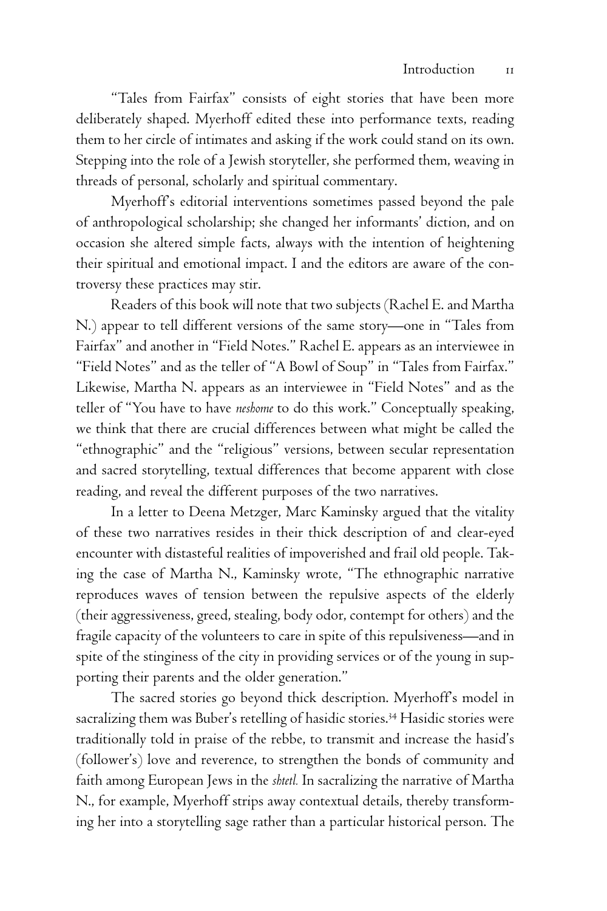"Tales from Fairfax" consists of eight stories that have been more deliberately shaped. Myerhoff edited these into performance texts, reading them to her circle of intimates and asking if the work could stand on its own. Stepping into the role of a Jewish storyteller, she performed them, weaving in threads of personal, scholarly and spiritual commentary.

Myerhoff's editorial interventions sometimes passed beyond the pale of anthropological scholarship; she changed her informants' diction, and on occasion she altered simple facts, always with the intention of heightening their spiritual and emotional impact. I and the editors are aware of the controversy these practices may stir.

Readers of this book will note that two subjects (Rachel E. and Martha N.) appear to tell different versions of the same story—one in "Tales from Fairfax" and another in "Field Notes." Rachel E. appears as an interviewee in "Field Notes" and as the teller of "A Bowl of Soup" in "Tales from Fairfax." Likewise, Martha N. appears as an interviewee in "Field Notes" and as the teller of "You have to have *neshome* to do this work." Conceptually speaking, we think that there are crucial differences between what might be called the "ethnographic" and the "religious" versions, between secular representation and sacred storytelling, textual differences that become apparent with close reading, and reveal the different purposes of the two narratives.

In a letter to Deena Metzger, Marc Kaminsky argued that the vitality of these two narratives resides in their thick description of and clear-eyed encounter with distasteful realities of impoverished and frail old people. Taking the case of Martha N., Kaminsky wrote, "The ethnographic narrative reproduces waves of tension between the repulsive aspects of the elderly (their aggressiveness, greed, stealing, body odor, contempt for others) and the fragile capacity of the volunteers to care in spite of this repulsiveness—and in spite of the stinginess of the city in providing services or of the young in supporting their parents and the older generation."

The sacred stories go beyond thick description. Myerhoff's model in sacralizing them was Buber's retelling of hasidic stories.[34] Hasidic stories were traditionally told in praise of the rebbe, to transmit and increase the hasid's (follower's) love and reverence, to strengthen the bonds of community and faith among European Jews in the *shtetl.* In sacralizing the narrative of Martha N., for example, Myerhoff strips away contextual details, thereby transforming her into a storytelling sage rather than a particular historical person. The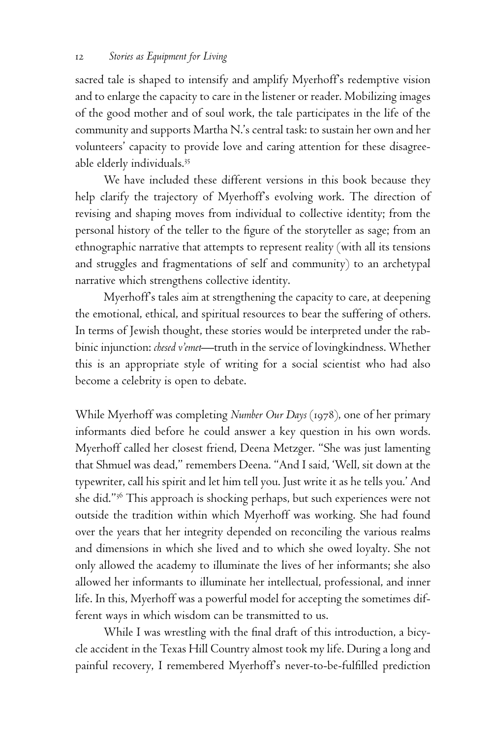sacred tale is shaped to intensify and amplify Myerhoff's redemptive vision and to enlarge the capacity to care in the listener or reader. Mobilizing images of the good mother and of soul work, the tale participates in the life of the community and supports Martha N.'s central task: to sustain her own and her volunteers' capacity to provide love and caring attention for these disagreeable elderly individuals.[35]

We have included these different versions in this book because they help clarify the trajectory of Myerhoff's evolving work. The direction of revising and shaping moves from individual to collective identity; from the personal history of the teller to the figure of the storyteller as sage; from an ethnographic narrative that attempts to represent reality (with all its tensions and struggles and fragmentations of self and community) to an archetypal narrative which strengthens collective identity.

Myerhoff's tales aim at strengthening the capacity to care, at deepening the emotional, ethical, and spiritual resources to bear the suffering of others. In terms of Jewish thought, these stories would be interpreted under the rabbinic injunction: *chesed v'emet*—truth in the service of lovingkindness. Whether this is an appropriate style of writing for a social scientist who had also become a celebrity is open to debate.

While Myerhoff was completing *Number Our Days* (1978), one of her primary informants died before he could answer a key question in his own words. Myerhoff called her closest friend, Deena Metzger. "She was just lamenting that Shmuel was dead," remembers Deena. "And I said, 'Well, sit down at the typewriter, call his spirit and let him tell you. Just write it as he tells you.' And she did."[36] This approach is shocking perhaps, but such experiences were not outside the tradition within which Myerhoff was working. She had found over the years that her integrity depended on reconciling the various realms and dimensions in which she lived and to which she owed loyalty. She not only allowed the academy to illuminate the lives of her informants; she also allowed her informants to illuminate her intellectual, professional, and inner life. In this, Myerhoff was a powerful model for accepting the sometimes different ways in which wisdom can be transmitted to us.

While I was wrestling with the final draft of this introduction, a bicycle accident in the Texas Hill Country almost took my life. During a long and painful recovery, I remembered Myerhoff's never-to-be-fulfilled prediction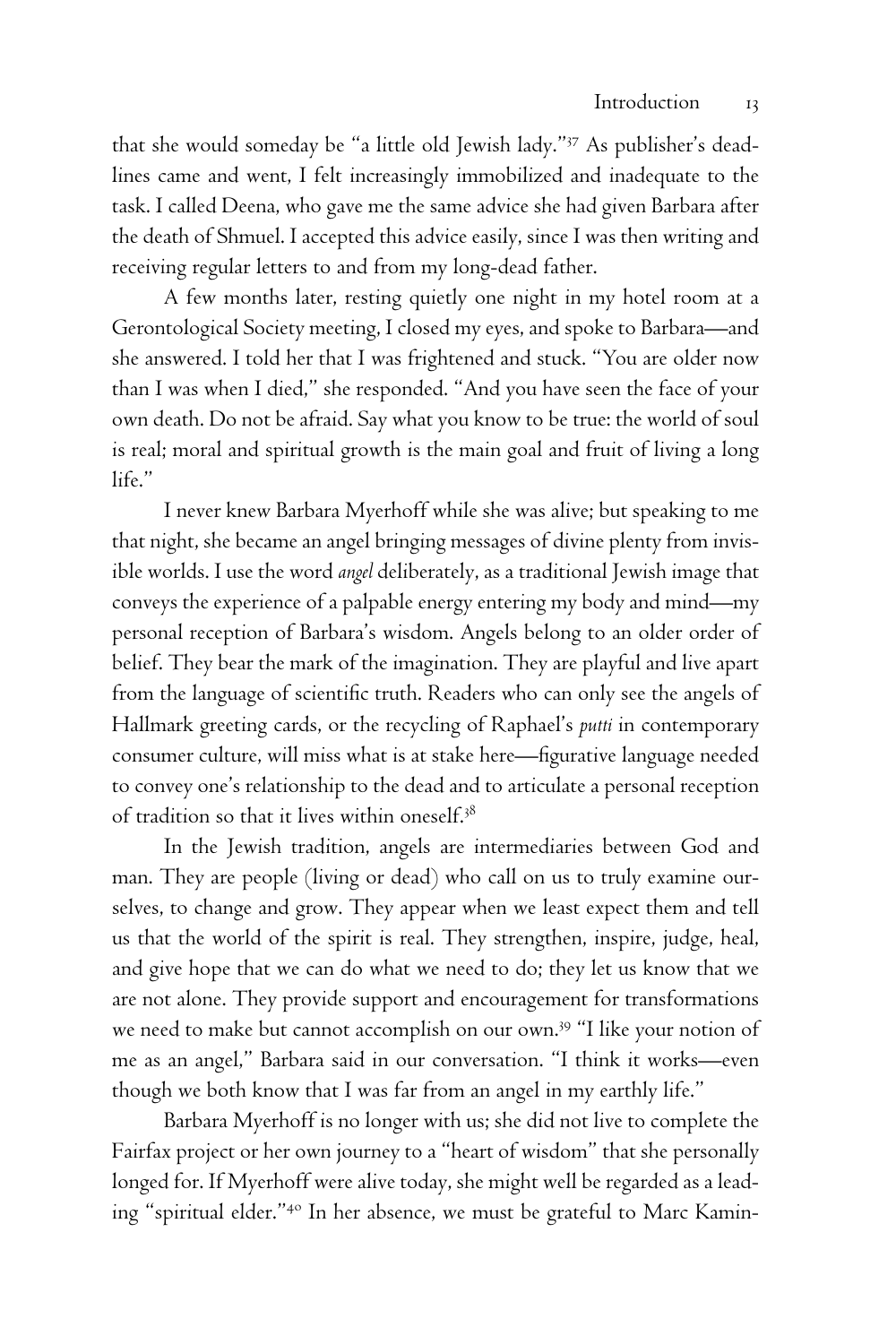that she would someday be "a little old Jewish lady."[37] As publisher's deadlines came and went, I felt increasingly immobilized and inadequate to the task. I called Deena, who gave me the same advice she had given Barbara after the death of Shmuel. I accepted this advice easily, since I was then writing and receiving regular letters to and from my long-dead father.

A few months later, resting quietly one night in my hotel room at a Gerontological Society meeting, I closed my eyes, and spoke to Barbara—and she answered. I told her that I was frightened and stuck. "You are older now than I was when I died," she responded. "And you have seen the face of your own death. Do not be afraid. Say what you know to be true: the world of soul is real; moral and spiritual growth is the main goal and fruit of living a long life."

I never knew Barbara Myerhoff while she was alive; but speaking to me that night, she became an angel bringing messages of divine plenty from invisible worlds. I use the word *angel* deliberately, as a traditional Jewish image that conveys the experience of a palpable energy entering my body and mind—my personal reception of Barbara's wisdom. Angels belong to an older order of belief. They bear the mark of the imagination. They are playful and live apart from the language of scientific truth. Readers who can only see the angels of Hallmark greeting cards, or the recycling of Raphael's *putti* in contemporary consumer culture, will miss what is at stake here—figurative language needed to convey one's relationship to the dead and to articulate a personal reception of tradition so that it lives within oneself.[38]

In the Jewish tradition, angels are intermediaries between God and man. They are people (living or dead) who call on us to truly examine ourselves, to change and grow. They appear when we least expect them and tell us that the world of the spirit is real. They strengthen, inspire, judge, heal, and give hope that we can do what we need to do; they let us know that we are not alone. They provide support and encouragement for transformations we need to make but cannot accomplish on our own.[39] "I like your notion of me as an angel," Barbara said in our conversation. "I think it works—even though we both know that I was far from an angel in my earthly life."

Barbara Myerhoff is no longer with us; she did not live to complete the Fairfax project or her own journey to a "heart of wisdom" that she personally longed for. If Myerhoff were alive today, she might well be regarded as a leading "spiritual elder."[40] In her absence, we must be grateful to Marc Kamin-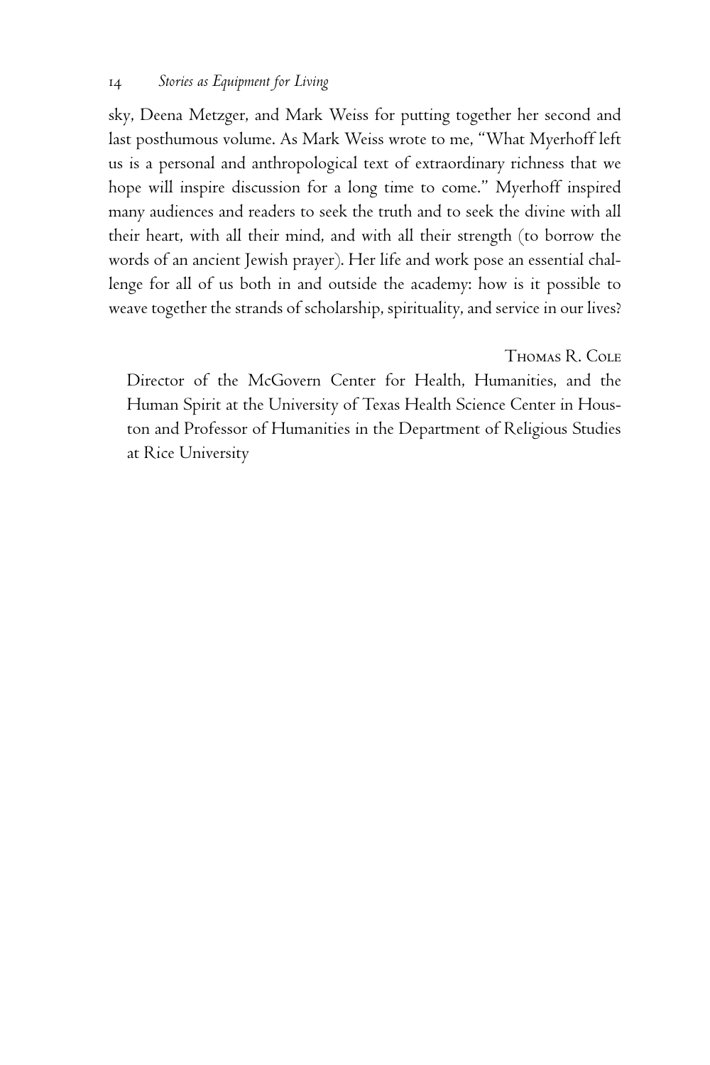sky, Deena Metzger, and Mark Weiss for putting together her second and last posthumous volume. As Mark Weiss wrote to me, "What Myerhoff left us is a personal and anthropological text of extraordinary richness that we hope will inspire discussion for a long time to come." Myerhoff inspired many audiences and readers to seek the truth and to seek the divine with all their heart, with all their mind, and with all their strength (to borrow the words of an ancient Jewish prayer). Her life and work pose an essential challenge for all of us both in and outside the academy: how is it possible to weave together the strands of scholarship, spirituality, and service in our lives?

Thomas R. Cole

Director of the McGovern Center for Health, Humanities, and the Human Spirit at the University of Texas Health Science Center in Houston and Professor of Humanities in the Department of Religious Studies at Rice University